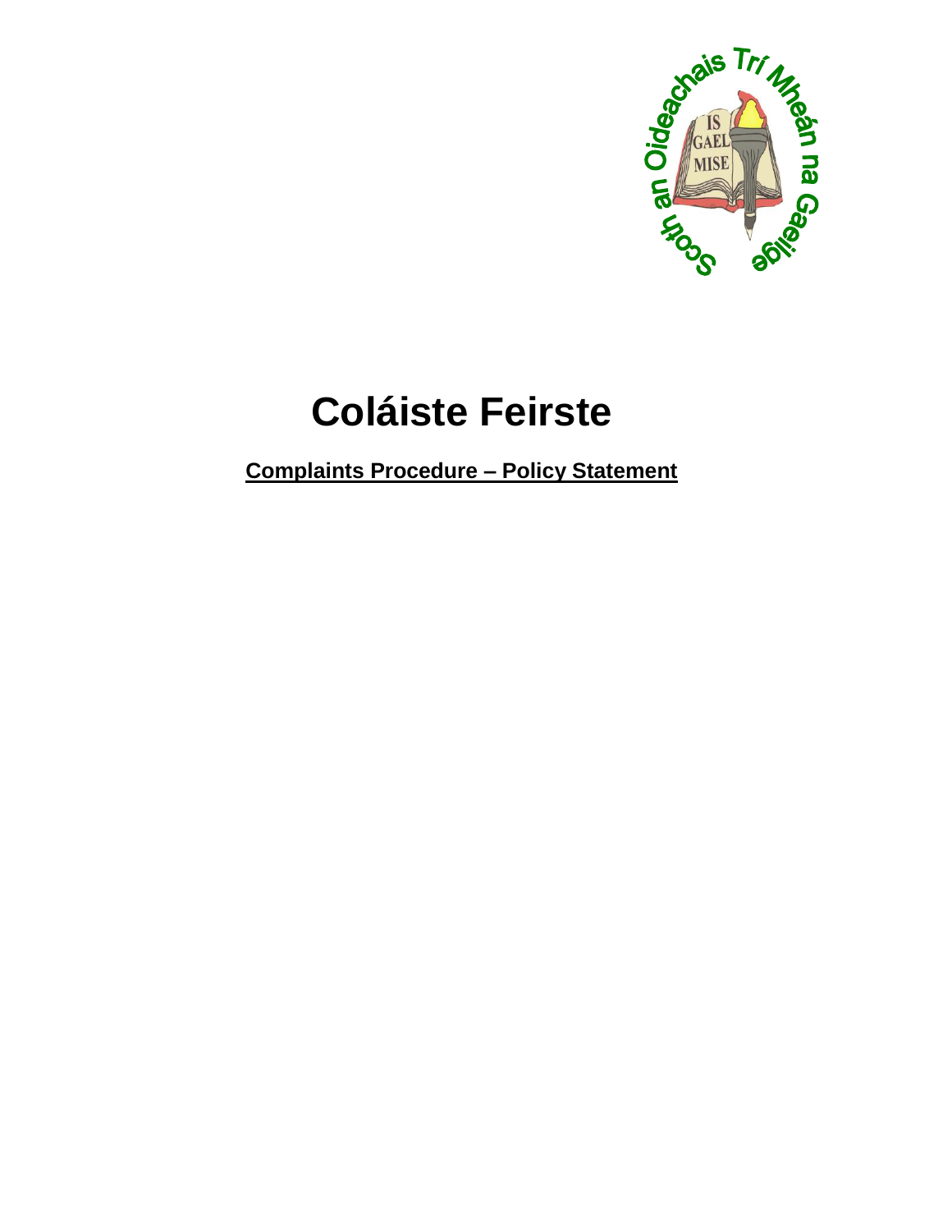# Coláiste Feirste

**Complaints Procedure – Policy Statement**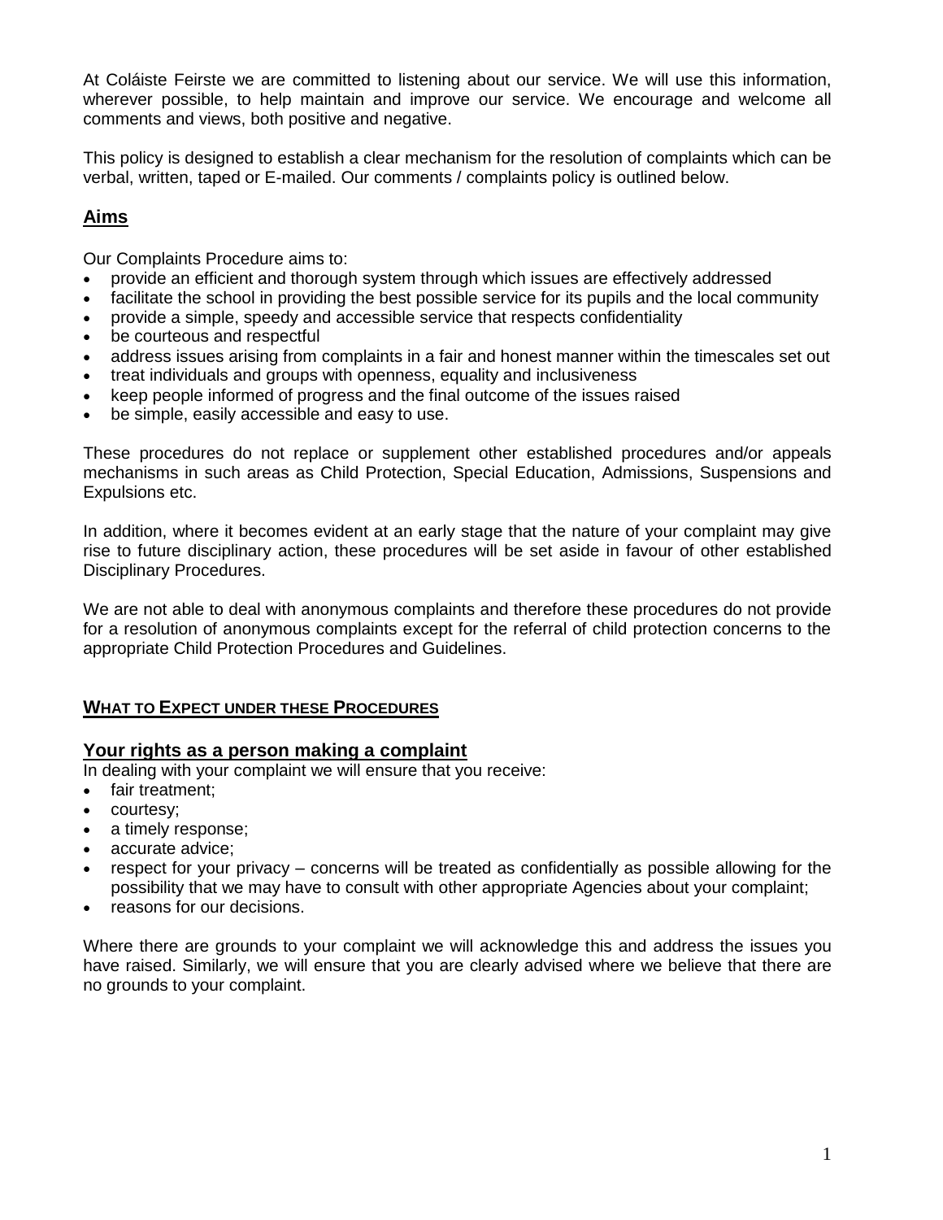At Coláiste Feirste we are committed to listening about our service. We will use this information, wherever possible, to help maintain and improve our service. We encourage and welcome all comments and views, both positive and negative.

This policy is designed to establish a clear mechanism for the resolution of complaints which can be verbal, written, taped or E-mailed. Our comments / complaints policy is outlined below.

## **Aims**

Our Complaints Procedure aims to:

- provide an efficient and thorough system through which issues are effectively addressed
- facilitate the school in providing the best possible service for its pupils and the local community
- provide a simple, speedy and accessible service that respects confidentiality
- be courteous and respectful
- address issues arising from complaints in a fair and honest manner within the timescales set out
- treat individuals and groups with openness, equality and inclusiveness
- keep people informed of progress and the final outcome of the issues raised
- be simple, easily accessible and easy to use.

These procedures do not replace or supplement other established procedures and/or appeals mechanisms in such areas as Child Protection, Special Education, Admissions, Suspensions and Expulsions etc.

In addition, where it becomes evident at an early stage that the nature of your complaint may give rise to future disciplinary action, these procedures will be set aside in favour of other established Disciplinary Procedures.

We are not able to deal with anonymous complaints and therefore these procedures do not provide for a resolution of anonymous complaints except for the referral of child protection concerns to the appropriate Child Protection Procedures and Guidelines.

## **WHAT TO EXPECT UNDER THESE PROCEDURES**

### **Your rights as a person making a complaint**

In dealing with your complaint we will ensure that you receive:

- fair treatment;
- courtesy;
- a timely response;
- accurate advice;
- respect for your privacy – concerns will be treated as confidentially as possible allowing for the possibility that we may have to consult with other appropriate Agencies about your complaint;
- reasons for our decisions.

Where there are grounds to your complaint we will acknowledge this and address the issues you have raised. Similarly, we will ensure that you are clearly advised where we believe that there are no grounds to your complaint.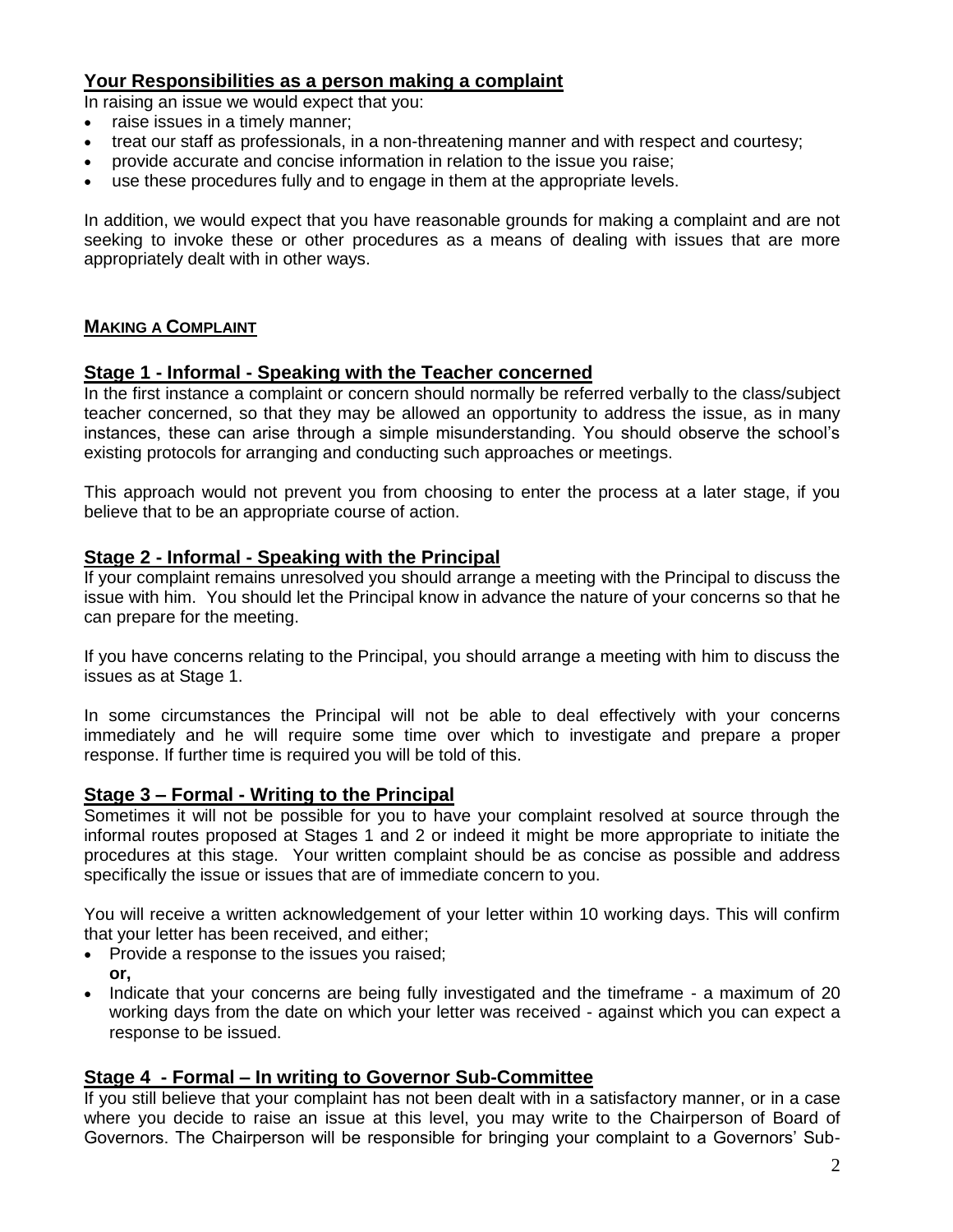## Your Responsibilities as a person making a complaint

In raising an issue we would expect that you:

- raise issues in a timely manner;
- treat our staff as professionals, in a non-threatening manner and with respect and courtesy;
- provide accurate and concise information in relation to the issue you raise;
- use these procedures fully and to engage in them at the appropriate levels.

In addition, we would expect that you have reasonable grounds for making a complaint and are not seeking to invoke these or other procedures as a means of dealing with issues that are more appropriately dealt with in other ways.

## MAKING A COMPLAINT

### Stage 1 - Informal - Speaking with the Teacher concerned

In the first instance a complaint or concern should normally be referred verbally to the class/subject teacher concerned, so that they may be allowed an opportunity to address the issue, as in many instances, these can arise through a simple misunderstanding. You should observe the school's existing protocols for arranging and conducting such approaches or meetings.

This approach would not prevent you from choosing to enter the process at a later stage, if you believe that to be an appropriate course of action.

### Stage 2 - Informal - Speaking with the Principal

If your complaint remains unresolved you should arrange a meeting with the Principal to discuss the issue with him. You should let the Principal know in advance the nature of your concerns so that he can prepare for the meeting.

If you have concerns relating to the Principal, you should arrange a meeting with him to discuss the issues as at Stage 1.

In some circumstances the Principal will not be able to deal effectively with your concerns immediately and he will require some time over which to investigate and prepare a proper response. If further time is required you will be told of this.

### Stage 3 – Formal - Writing to the Principal

Sometimes it will not be possible for you to have your complaint resolved at source through the informal routes proposed at Stages 1 and 2 or indeed it might be more appropriate to initiate the procedures at this stage. Your written complaint should be as concise as possible and address specifically the issue or issues that are of immediate concern to you.

You will receive a written acknowledgement of your letter within 10 working days. This will confirm that your letter has been received, and either;

- Provide a response to the issues you raised;
  **or,**
- Indicate that your concerns are being fully investigated and the timeframe - a maximum of 20 working days from the date on which your letter was received - against which you can expect a response to be issued.

### Stage 4 - Formal – In writing to Governor Sub-Committee

If you still believe that your complaint has not been dealt with in a satisfactory manner, or in a case where you decide to raise an issue at this level, you may write to the Chairperson of Board of Governors. The Chairperson will be responsible for bringing your complaint to a Governors' Sub-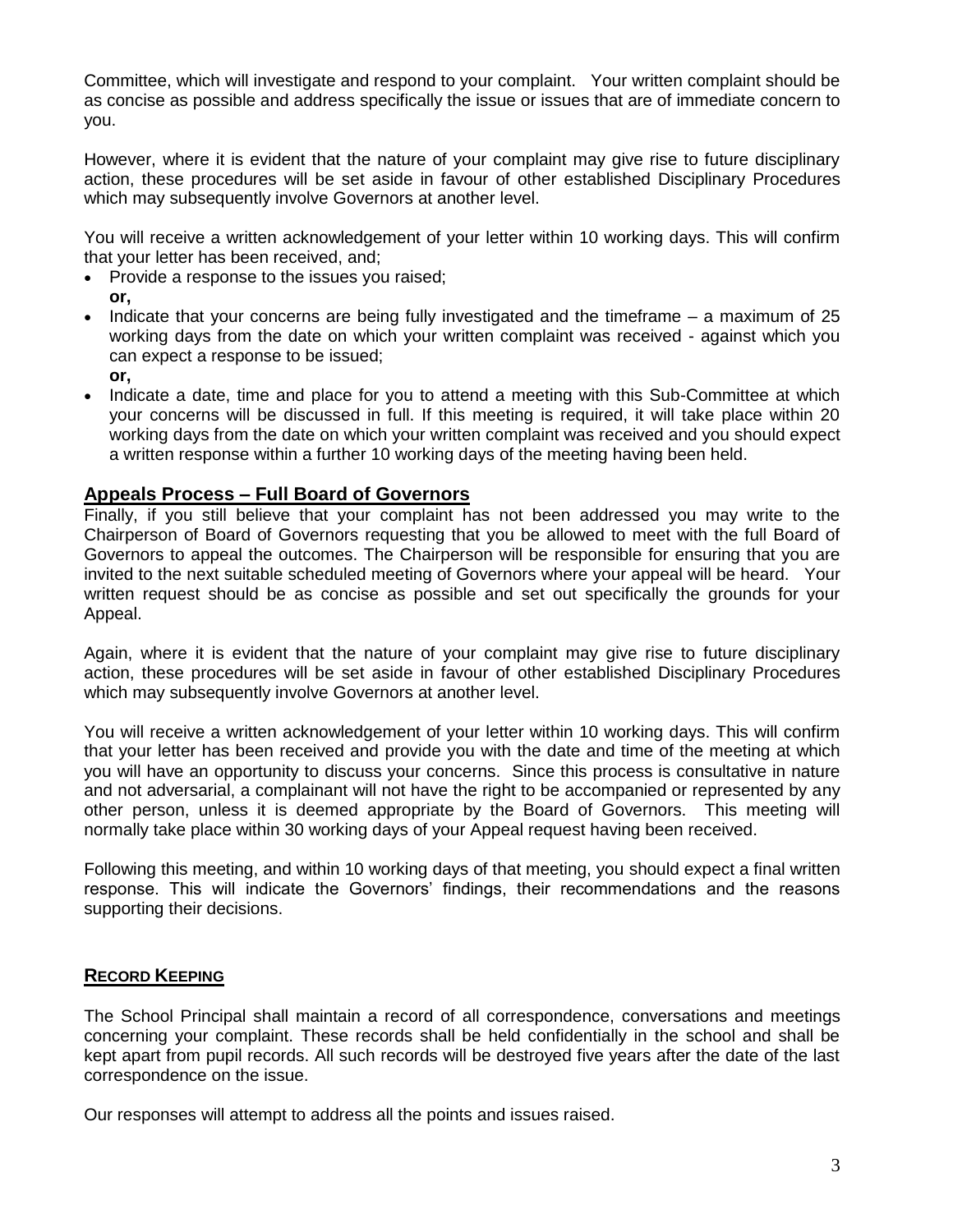Committee, which will investigate and respond to your complaint. Your written complaint should be as concise as possible and address specifically the issue or issues that are of immediate concern to you.

However, where it is evident that the nature of your complaint may give rise to future disciplinary action, these procedures will be set aside in favour of other established Disciplinary Procedures which may subsequently involve Governors at another level.

You will receive a written acknowledgement of your letter within 10 working days. This will confirm that your letter has been received, and;

- Provide a response to the issues you raised;
  **or,**
- Indicate that your concerns are being fully investigated and the timeframe – a maximum of 25 working days from the date on which your written complaint was received - against which you can expect a response to be issued;
  **or,**
- Indicate a date, time and place for you to attend a meeting with this Sub-Committee at which your concerns will be discussed in full. If this meeting is required, it will take place within 20 working days from the date on which your written complaint was received and you should expect a written response within a further 10 working days of the meeting having been held.

## Appeals Process – Full Board of Governors

Finally, if you still believe that your complaint has not been addressed you may write to the Chairperson of Board of Governors requesting that you be allowed to meet with the full Board of Governors to appeal the outcomes. The Chairperson will be responsible for ensuring that you are invited to the next suitable scheduled meeting of Governors where your appeal will be heard. Your written request should be as concise as possible and set out specifically the grounds for your Appeal.

Again, where it is evident that the nature of your complaint may give rise to future disciplinary action, these procedures will be set aside in favour of other established Disciplinary Procedures which may subsequently involve Governors at another level.

You will receive a written acknowledgement of your letter within 10 working days. This will confirm that your letter has been received and provide you with the date and time of the meeting at which you will have an opportunity to discuss your concerns. Since this process is consultative in nature and not adversarial, a complainant will not have the right to be accompanied or represented by any other person, unless it is deemed appropriate by the Board of Governors. This meeting will normally take place within 30 working days of your Appeal request having been received.

Following this meeting, and within 10 working days of that meeting, you should expect a final written response. This will indicate the Governors' findings, their recommendations and the reasons supporting their decisions.

## Record Keeping

The School Principal shall maintain a record of all correspondence, conversations and meetings concerning your complaint. These records shall be held confidentially in the school and shall be kept apart from pupil records. All such records will be destroyed five years after the date of the last correspondence on the issue.

Our responses will attempt to address all the points and issues raised.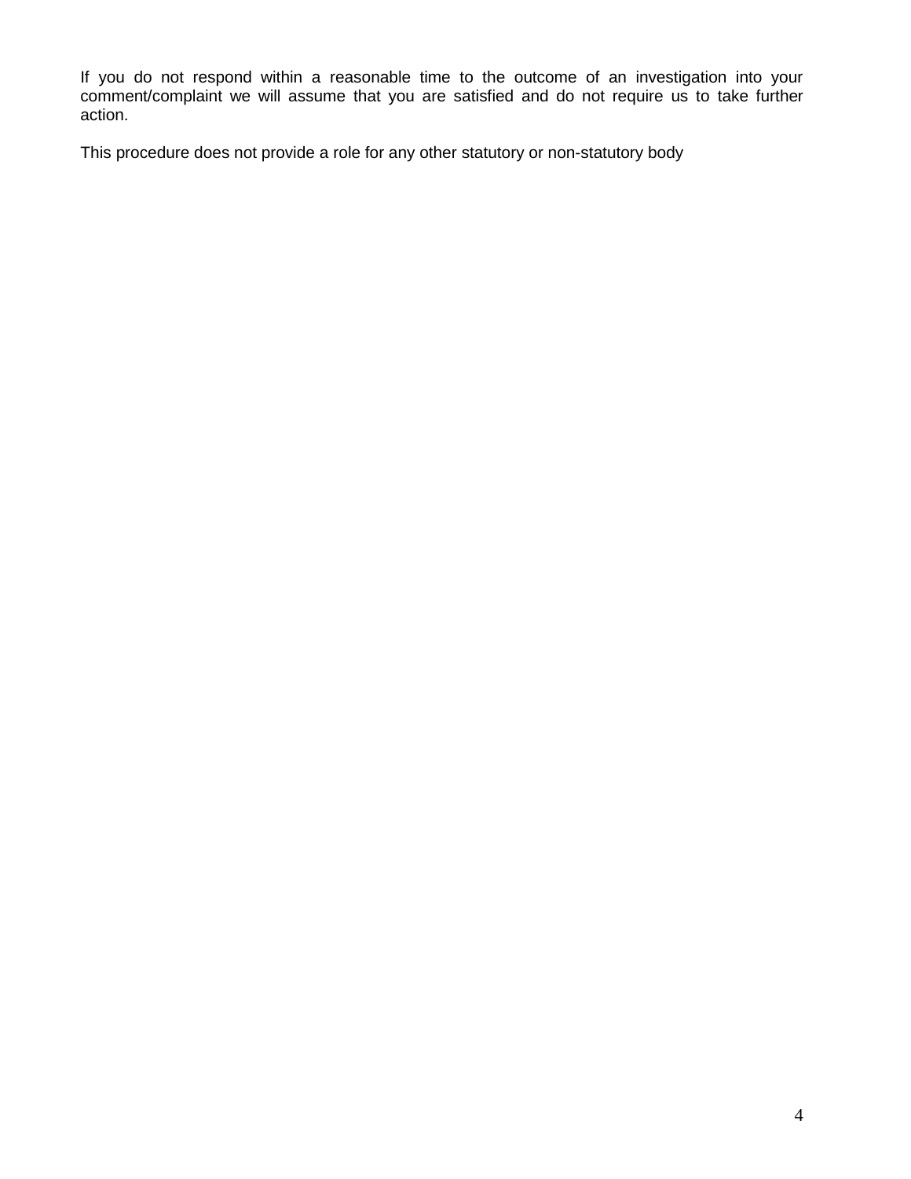If you do not respond within a reasonable time to the outcome of an investigation into your comment/complaint we will assume that you are satisfied and do not require us to take further action.

This procedure does not provide a role for any other statutory or non-statutory body